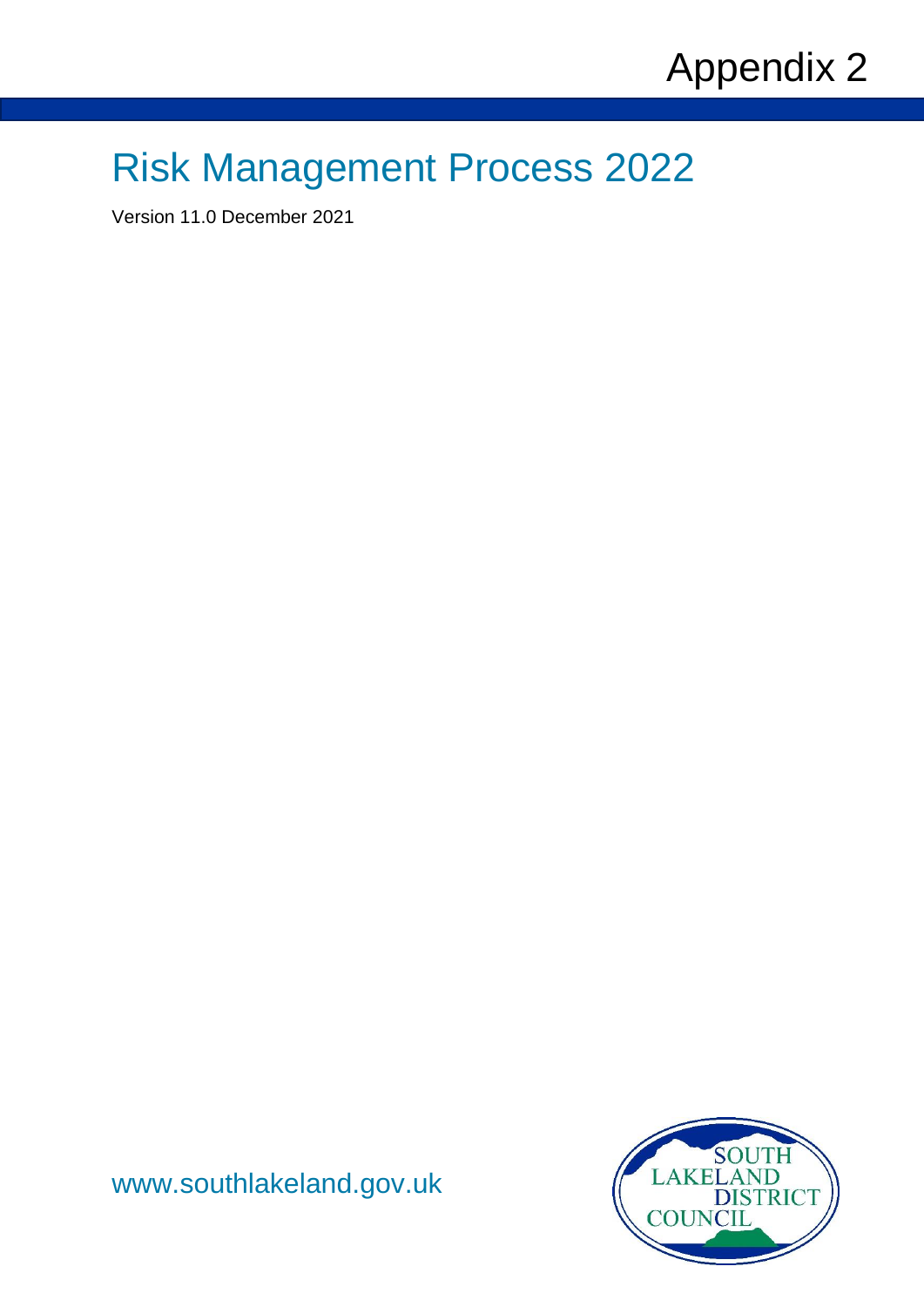Appendix 2

# Risk Management Process 2022

Version 11.0 December 2021

www.southlakeland.gov.uk

SOUTH LAKELAND DISTRICT COUNCIL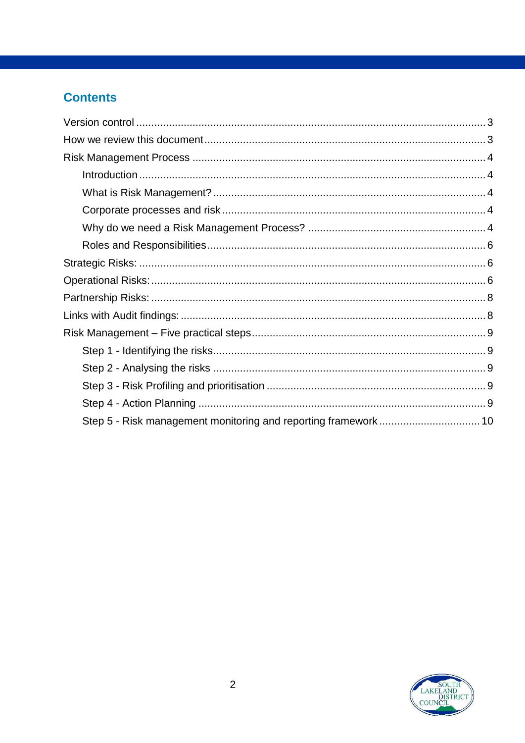## Contents

- Version control ..... 3
- How we review this document ..... 3
- Risk Management Process ..... 4
  - Introduction ..... 4
  - What is Risk Management? ..... 4
  - Corporate processes and risk ..... 4
  - Why do we need a Risk Management Process? ..... 4
  - Roles and Responsibilities ..... 6
- Strategic Risks: ..... 6
- Operational Risks: ..... 6
- Partnership Risks: ..... 8
- Links with Audit findings: ..... 8
- Risk Management – Five practical steps ..... 9
  - Step 1 - Identifying the risks ..... 9
  - Step 2 - Analysing the risks ..... 9
  - Step 3 - Risk Profiling and prioritisation ..... 9
  - Step 4 - Action Planning ..... 9
  - Step 5 - Risk management monitoring and reporting framework ..... 10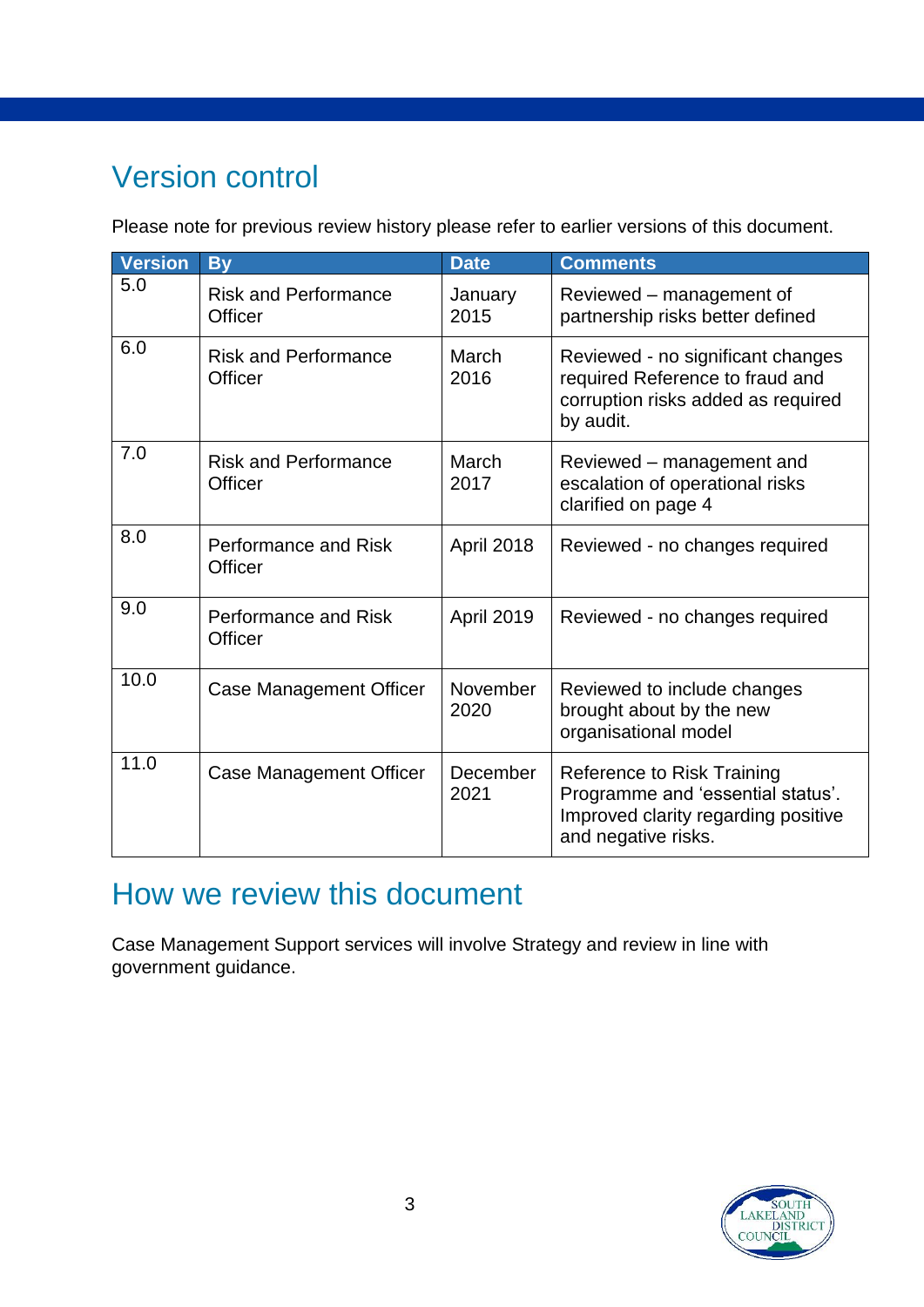## Version control

Please note for previous review history please refer to earlier versions of this document.

| Version | By | Date | Comments |
|---|---|---|---|
| 5.0 | Risk and Performance Officer | January 2015 | Reviewed – management of partnership risks better defined |
| 6.0 | Risk and Performance Officer | March 2016 | Reviewed - no significant changes required Reference to fraud and corruption risks added as required by audit. |
| 7.0 | Risk and Performance Officer | March 2017 | Reviewed – management and escalation of operational risks clarified on page 4 |
| 8.0 | Performance and Risk Officer | April 2018 | Reviewed - no changes required |
| 9.0 | Performance and Risk Officer | April 2019 | Reviewed - no changes required |
| 10.0 | Case Management Officer | November 2020 | Reviewed to include changes brought about by the new organisational model |
| 11.0 | Case Management Officer | December 2021 | Reference to Risk Training Programme and 'essential status'. Improved clarity regarding positive and negative risks. |

## How we review this document

Case Management Support services will involve Strategy and review in line with government guidance.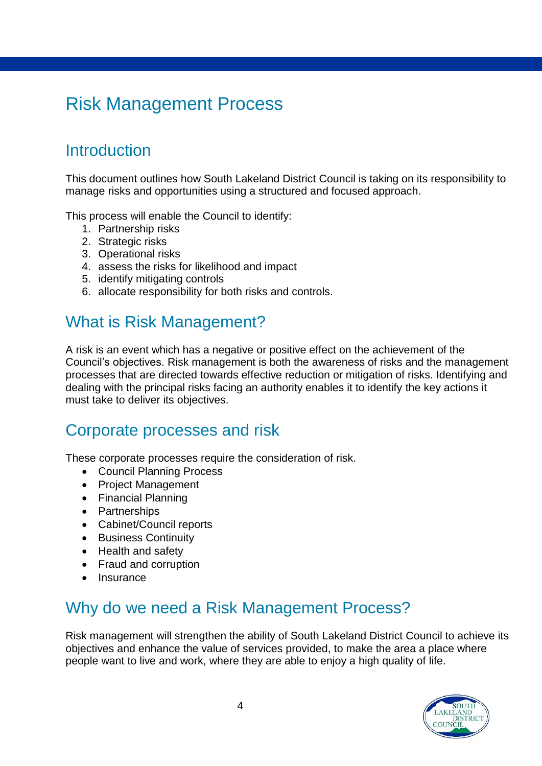# Risk Management Process

## Introduction

This document outlines how South Lakeland District Council is taking on its responsibility to manage risks and opportunities using a structured and focused approach.

This process will enable the Council to identify:

1. Partnership risks
2. Strategic risks
3. Operational risks
4. assess the risks for likelihood and impact
5. identify mitigating controls
6. allocate responsibility for both risks and controls.

## What is Risk Management?

A risk is an event which has a negative or positive effect on the achievement of the Council's objectives. Risk management is both the awareness of risks and the management processes that are directed towards effective reduction or mitigation of risks. Identifying and dealing with the principal risks facing an authority enables it to identify the key actions it must take to deliver its objectives.

## Corporate processes and risk

These corporate processes require the consideration of risk.

- Council Planning Process
- Project Management
- Financial Planning
- Partnerships
- Cabinet/Council reports
- Business Continuity
- Health and safety
- Fraud and corruption
- Insurance

## Why do we need a Risk Management Process?

Risk management will strengthen the ability of South Lakeland District Council to achieve its objectives and enhance the value of services provided, to make the area a place where people want to live and work, where they are able to enjoy a high quality of life.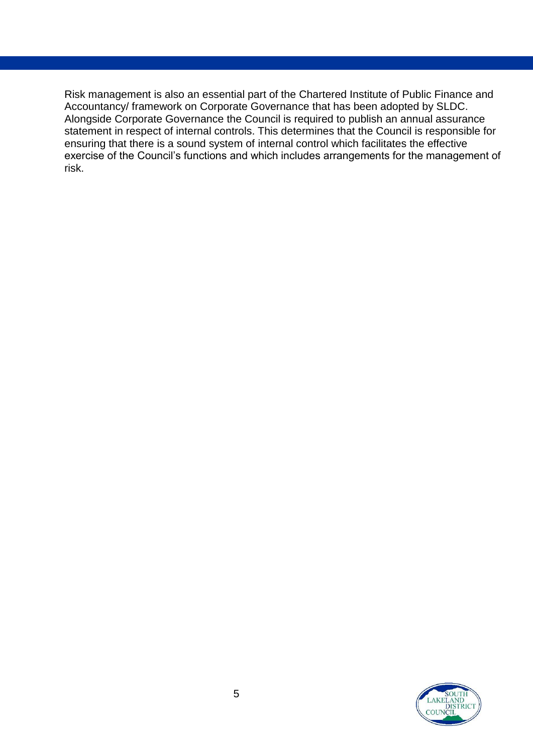Risk management is also an essential part of the Chartered Institute of Public Finance and Accountancy/ framework on Corporate Governance that has been adopted by SLDC. Alongside Corporate Governance the Council is required to publish an annual assurance statement in respect of internal controls. This determines that the Council is responsible for ensuring that there is a sound system of internal control which facilitates the effective exercise of the Council's functions and which includes arrangements for the management of risk.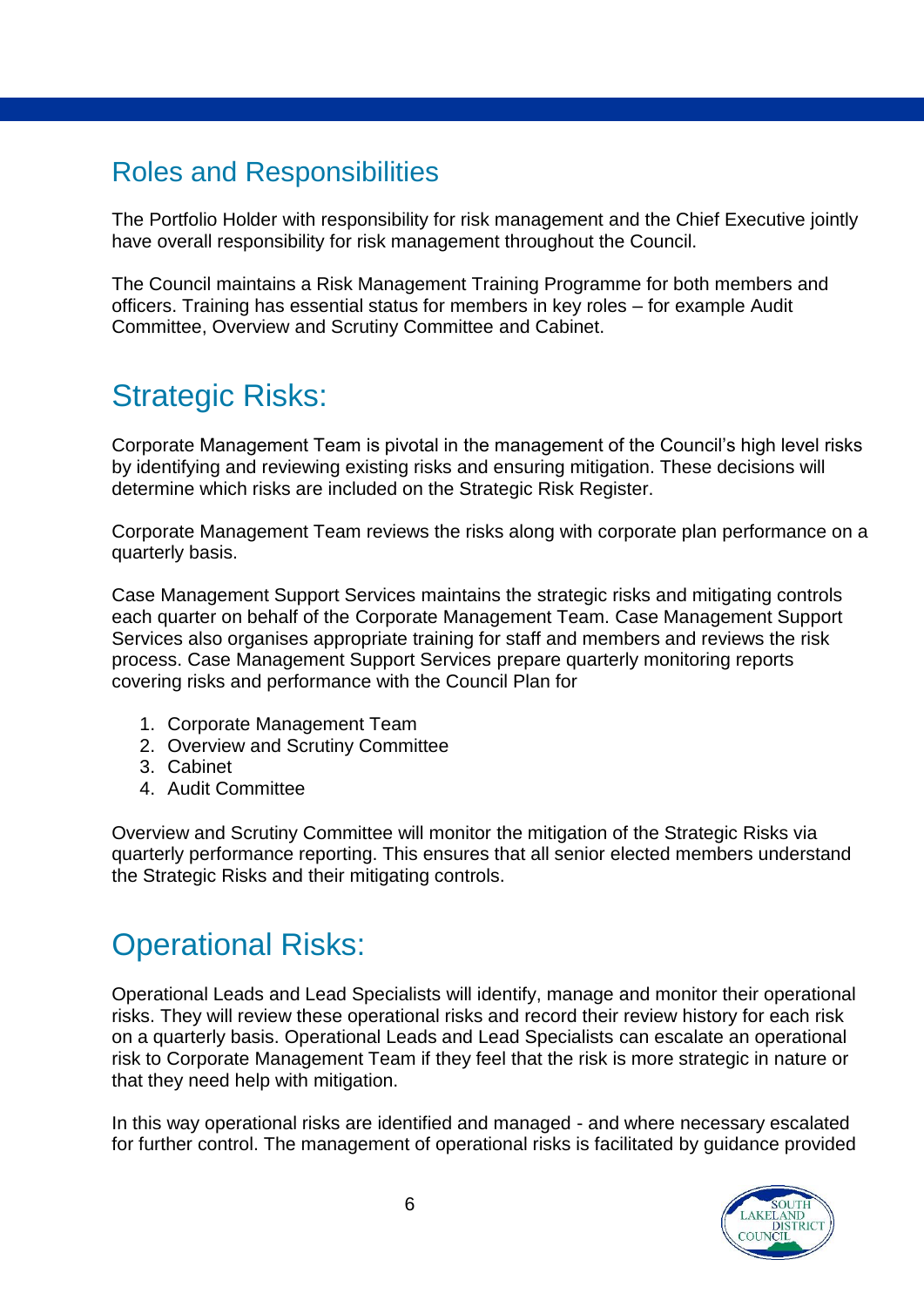## Roles and Responsibilities

The Portfolio Holder with responsibility for risk management and the Chief Executive jointly have overall responsibility for risk management throughout the Council.

The Council maintains a Risk Management Training Programme for both members and officers. Training has essential status for members in key roles – for example Audit Committee, Overview and Scrutiny Committee and Cabinet.

## Strategic Risks:

Corporate Management Team is pivotal in the management of the Council's high level risks by identifying and reviewing existing risks and ensuring mitigation. These decisions will determine which risks are included on the Strategic Risk Register.

Corporate Management Team reviews the risks along with corporate plan performance on a quarterly basis.

Case Management Support Services maintains the strategic risks and mitigating controls each quarter on behalf of the Corporate Management Team. Case Management Support Services also organises appropriate training for staff and members and reviews the risk process. Case Management Support Services prepare quarterly monitoring reports covering risks and performance with the Council Plan for

1. Corporate Management Team
2. Overview and Scrutiny Committee
3. Cabinet
4. Audit Committee

Overview and Scrutiny Committee will monitor the mitigation of the Strategic Risks via quarterly performance reporting. This ensures that all senior elected members understand the Strategic Risks and their mitigating controls.

## Operational Risks:

Operational Leads and Lead Specialists will identify, manage and monitor their operational risks. They will review these operational risks and record their review history for each risk on a quarterly basis. Operational Leads and Lead Specialists can escalate an operational risk to Corporate Management Team if they feel that the risk is more strategic in nature or that they need help with mitigation.

In this way operational risks are identified and managed - and where necessary escalated for further control. The management of operational risks is facilitated by guidance provided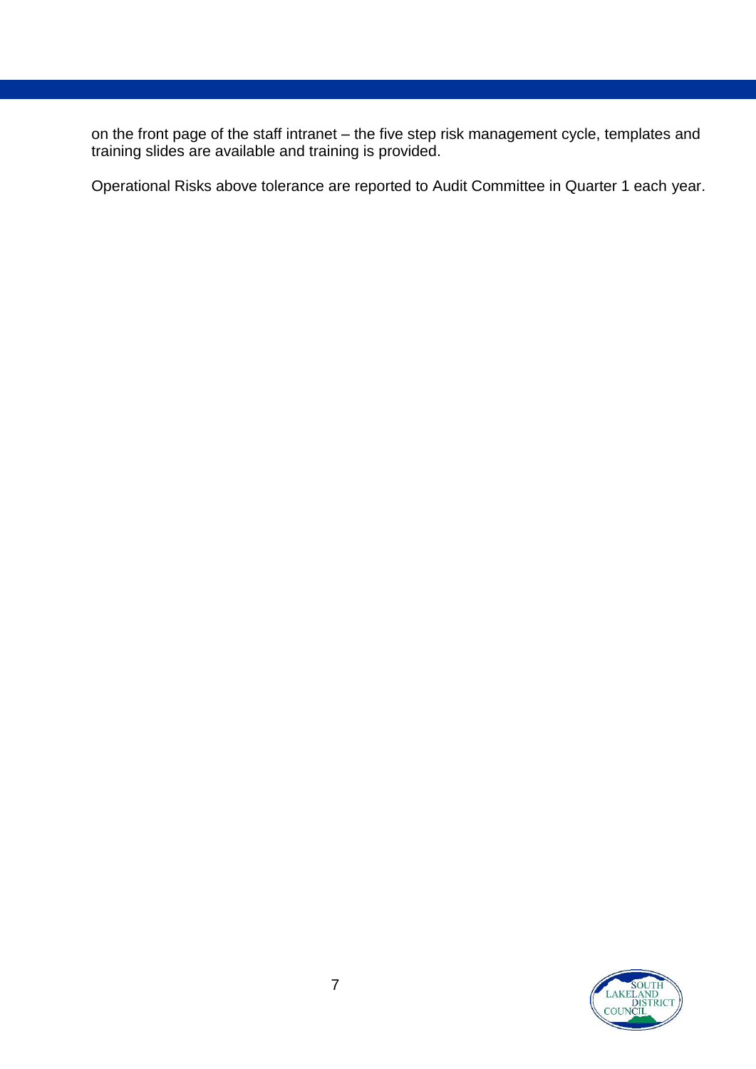on the front page of the staff intranet – the five step risk management cycle, templates and training slides are available and training is provided.

Operational Risks above tolerance are reported to Audit Committee in Quarter 1 each year.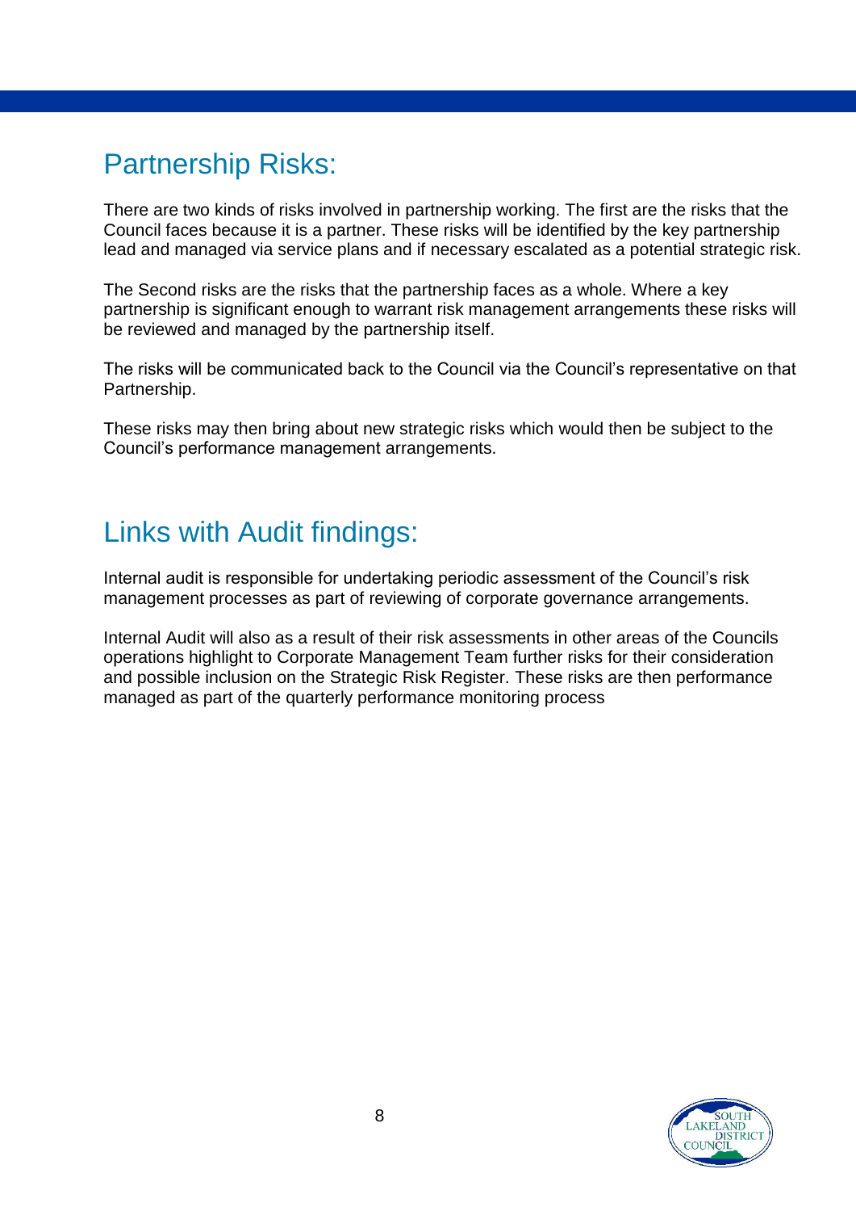## Partnership Risks:

There are two kinds of risks involved in partnership working. The first are the risks that the Council faces because it is a partner. These risks will be identified by the key partnership lead and managed via service plans and if necessary escalated as a potential strategic risk.

The Second risks are the risks that the partnership faces as a whole. Where a key partnership is significant enough to warrant risk management arrangements these risks will be reviewed and managed by the partnership itself.

The risks will be communicated back to the Council via the Council's representative on that Partnership.

These risks may then bring about new strategic risks which would then be subject to the Council's performance management arrangements.

## Links with Audit findings:

Internal audit is responsible for undertaking periodic assessment of the Council's risk management processes as part of reviewing of corporate governance arrangements.

Internal Audit will also as a result of their risk assessments in other areas of the Councils operations highlight to Corporate Management Team further risks for their consideration and possible inclusion on the Strategic Risk Register. These risks are then performance managed as part of the quarterly performance monitoring process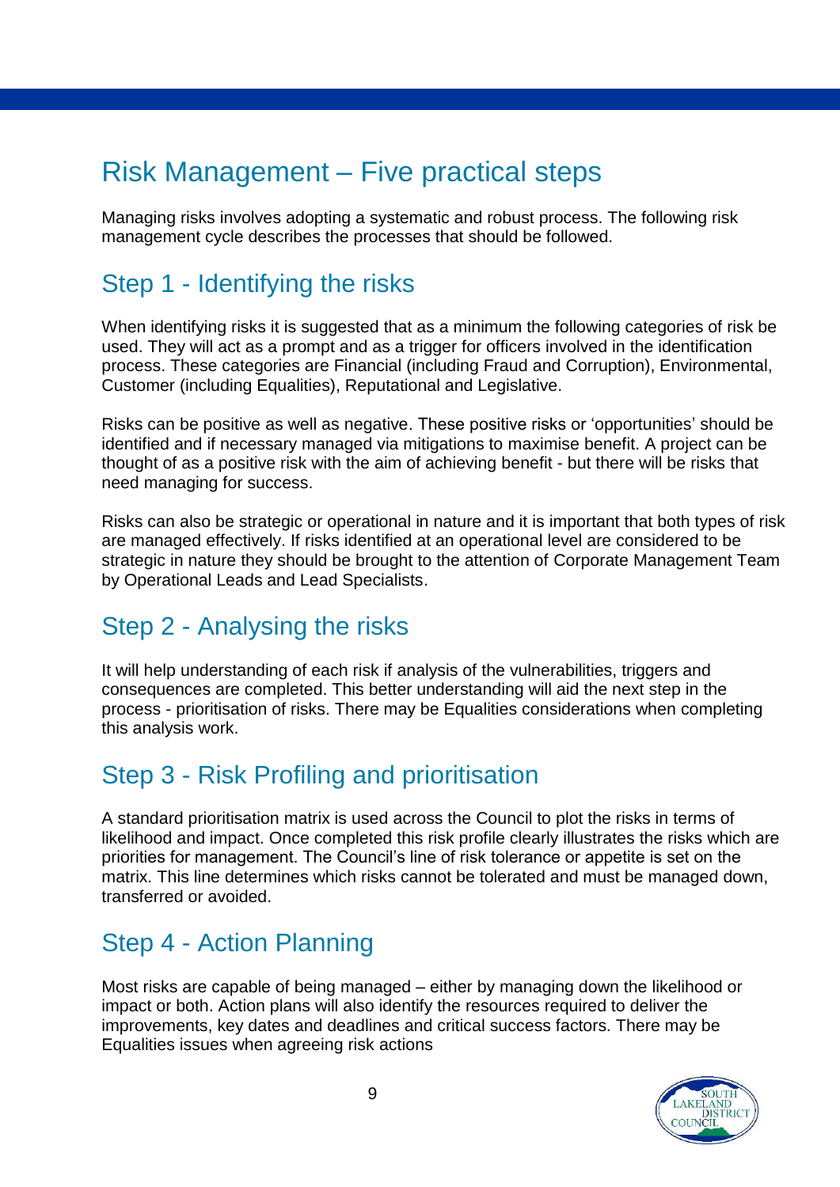# Risk Management – Five practical steps

Managing risks involves adopting a systematic and robust process. The following risk management cycle describes the processes that should be followed.

## Step 1 - Identifying the risks

When identifying risks it is suggested that as a minimum the following categories of risk be used. They will act as a prompt and as a trigger for officers involved in the identification process. These categories are Financial (including Fraud and Corruption), Environmental, Customer (including Equalities), Reputational and Legislative.

Risks can be positive as well as negative. These positive risks or 'opportunities' should be identified and if necessary managed via mitigations to maximise benefit. A project can be thought of as a positive risk with the aim of achieving benefit - but there will be risks that need managing for success.

Risks can also be strategic or operational in nature and it is important that both types of risk are managed effectively. If risks identified at an operational level are considered to be strategic in nature they should be brought to the attention of Corporate Management Team by Operational Leads and Lead Specialists.

## Step 2 - Analysing the risks

It will help understanding of each risk if analysis of the vulnerabilities, triggers and consequences are completed. This better understanding will aid the next step in the process - prioritisation of risks. There may be Equalities considerations when completing this analysis work.

## Step 3 - Risk Profiling and prioritisation

A standard prioritisation matrix is used across the Council to plot the risks in terms of likelihood and impact. Once completed this risk profile clearly illustrates the risks which are priorities for management. The Council's line of risk tolerance or appetite is set on the matrix. This line determines which risks cannot be tolerated and must be managed down, transferred or avoided.

## Step 4 - Action Planning

Most risks are capable of being managed – either by managing down the likelihood or impact or both. Action plans will also identify the resources required to deliver the improvements, key dates and deadlines and critical success factors. There may be Equalities issues when agreeing risk actions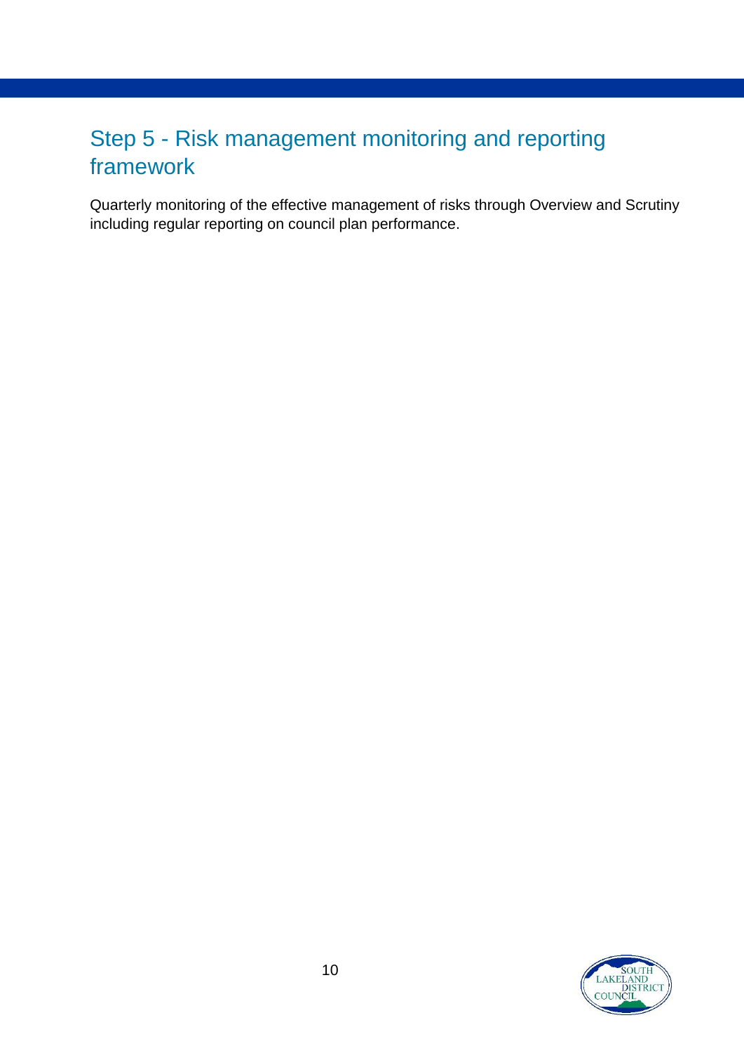## Step 5 - Risk management monitoring and reporting framework

Quarterly monitoring of the effective management of risks through Overview and Scrutiny including regular reporting on council plan performance.